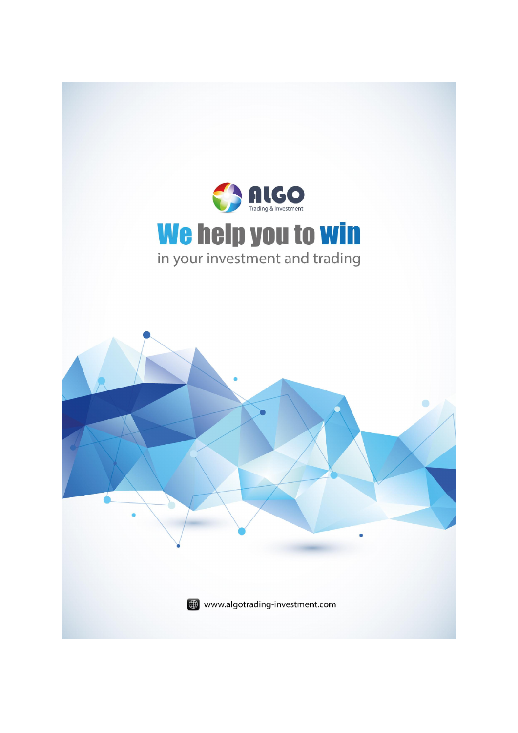ALGO

Trading & Investment

# We help you to win

in your investment and trading

www.algotrading-investment.com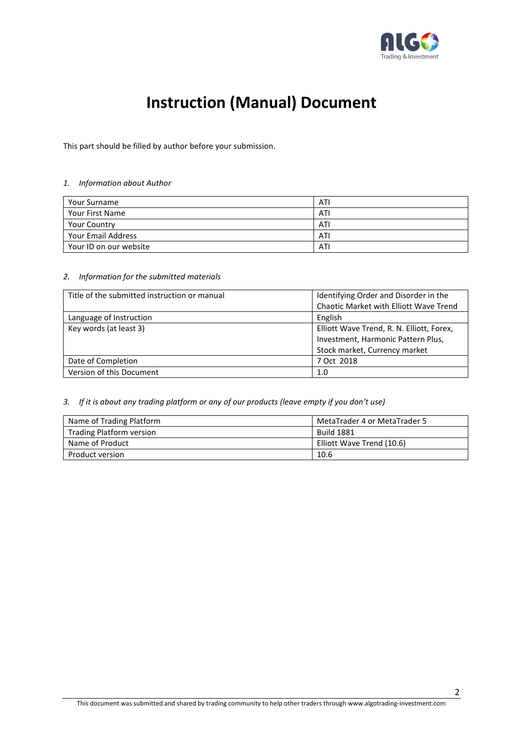# Instruction (Manual) Document

This part should be filled by author before your submission.

*1. Information about Author*

| | |
|---|---|
| Your Surname | ATI |
| Your First Name | ATI |
| Your Country | ATI |
| Your Email Address | ATI |
| Your ID on our website | ATI |

*2. Information for the submitted materials*

| | |
|---|---|
| Title of the submitted instruction or manual | Identifying Order and Disorder in the Chaotic Market with Elliott Wave Trend |
| Language of Instruction | English |
| Key words (at least 3) | Elliott Wave Trend, R. N. Elliott, Forex, Investment, Harmonic Pattern Plus, Stock market, Currency market |
| Date of Completion | 7 Oct 2018 |
| Version of this Document | 1.0 |

*3. If it is about any trading platform or any of our products (leave empty if you don't use)*

| | |
|---|---|
| Name of Trading Platform | MetaTrader 4 or MetaTrader 5 |
| Trading Platform version | Build 1881 |
| Name of Product | Elliott Wave Trend (10.6) |
| Product version | 10.6 |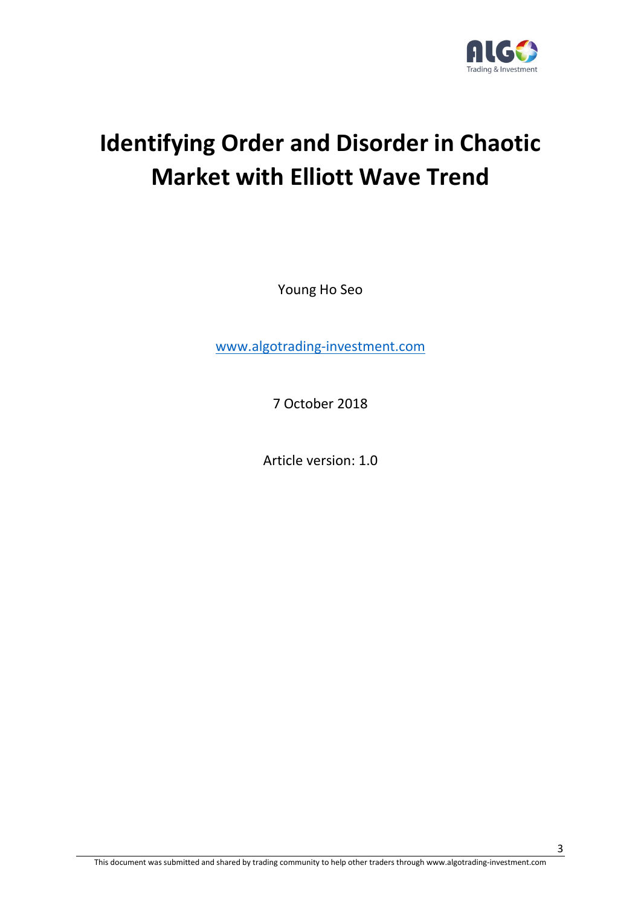# Identifying Order and Disorder in Chaotic Market with Elliott Wave Trend

Young Ho Seo

www.algotrading-investment.com

7 October 2018

Article version: 1.0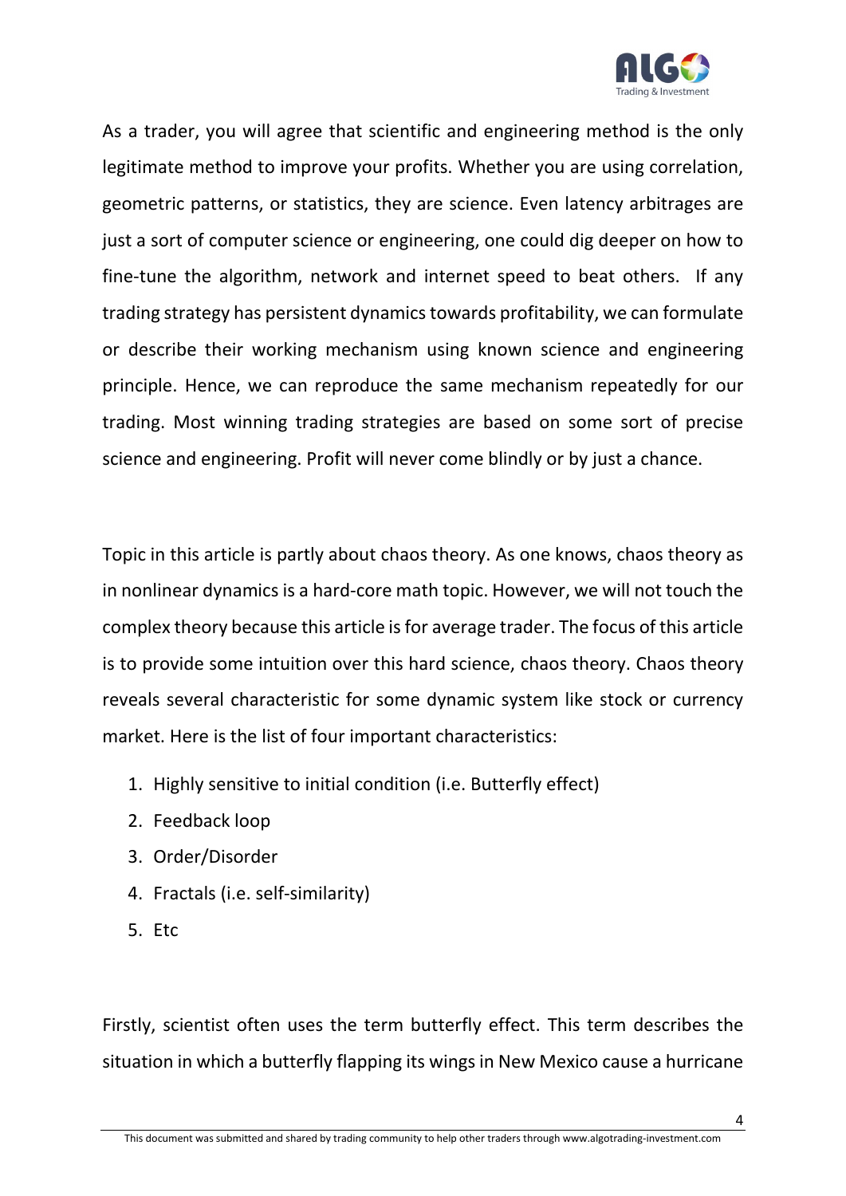As a trader, you will agree that scientific and engineering method is the only legitimate method to improve your profits. Whether you are using correlation, geometric patterns, or statistics, they are science. Even latency arbitrages are just a sort of computer science or engineering, one could dig deeper on how to fine-tune the algorithm, network and internet speed to beat others. If any trading strategy has persistent dynamics towards profitability, we can formulate or describe their working mechanism using known science and engineering principle. Hence, we can reproduce the same mechanism repeatedly for our trading. Most winning trading strategies are based on some sort of precise science and engineering. Profit will never come blindly or by just a chance.

Topic in this article is partly about chaos theory. As one knows, chaos theory as in nonlinear dynamics is a hard-core math topic. However, we will not touch the complex theory because this article is for average trader. The focus of this article is to provide some intuition over this hard science, chaos theory. Chaos theory reveals several characteristic for some dynamic system like stock or currency market. Here is the list of four important characteristics:

1. Highly sensitive to initial condition (i.e. Butterfly effect)
2. Feedback loop
3. Order/Disorder
4. Fractals (i.e. self-similarity)
5. Etc

Firstly, scientist often uses the term butterfly effect. This term describes the situation in which a butterfly flapping its wings in New Mexico cause a hurricane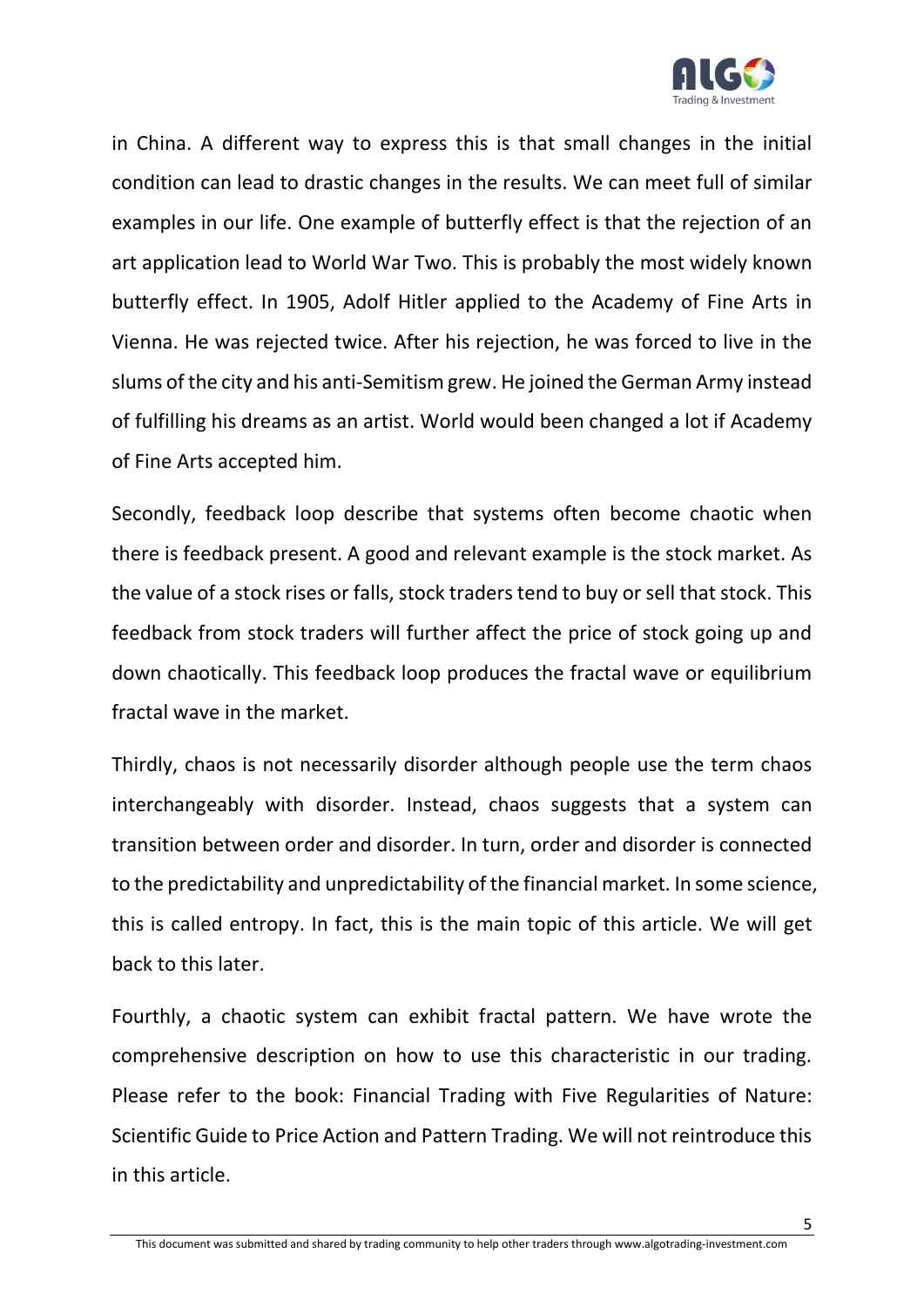in China. A different way to express this is that small changes in the initial condition can lead to drastic changes in the results. We can meet full of similar examples in our life. One example of butterfly effect is that the rejection of an art application lead to World War Two. This is probably the most widely known butterfly effect. In 1905, Adolf Hitler applied to the Academy of Fine Arts in Vienna. He was rejected twice. After his rejection, he was forced to live in the slums of the city and his anti-Semitism grew. He joined the German Army instead of fulfilling his dreams as an artist. World would been changed a lot if Academy of Fine Arts accepted him.

Secondly, feedback loop describe that systems often become chaotic when there is feedback present. A good and relevant example is the stock market. As the value of a stock rises or falls, stock traders tend to buy or sell that stock. This feedback from stock traders will further affect the price of stock going up and down chaotically. This feedback loop produces the fractal wave or equilibrium fractal wave in the market.

Thirdly, chaos is not necessarily disorder although people use the term chaos interchangeably with disorder. Instead, chaos suggests that a system can transition between order and disorder. In turn, order and disorder is connected to the predictability and unpredictability of the financial market. In some science, this is called entropy. In fact, this is the main topic of this article. We will get back to this later.

Fourthly, a chaotic system can exhibit fractal pattern. We have wrote the comprehensive description on how to use this characteristic in our trading. Please refer to the book: Financial Trading with Five Regularities of Nature: Scientific Guide to Price Action and Pattern Trading. We will not reintroduce this in this article.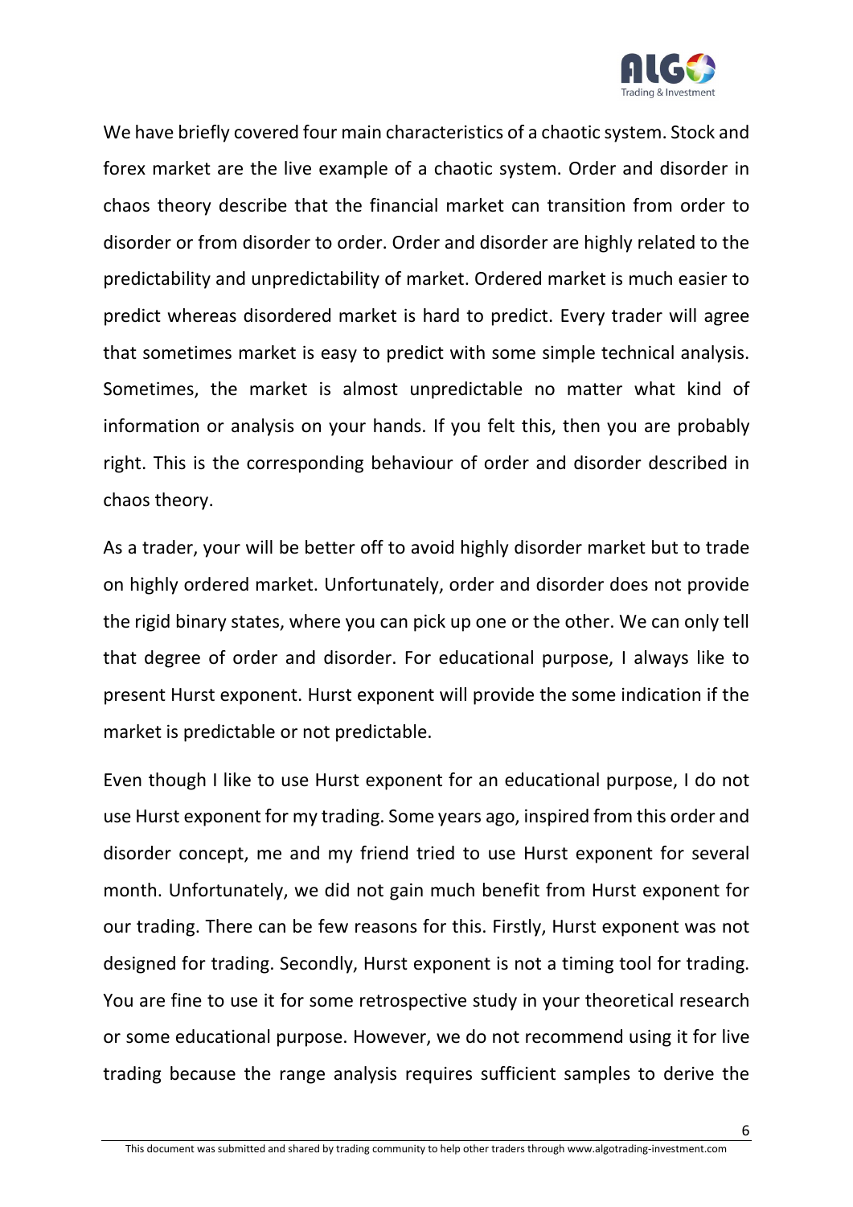We have briefly covered four main characteristics of a chaotic system. Stock and forex market are the live example of a chaotic system. Order and disorder in chaos theory describe that the financial market can transition from order to disorder or from disorder to order. Order and disorder are highly related to the predictability and unpredictability of market. Ordered market is much easier to predict whereas disordered market is hard to predict. Every trader will agree that sometimes market is easy to predict with some simple technical analysis. Sometimes, the market is almost unpredictable no matter what kind of information or analysis on your hands. If you felt this, then you are probably right. This is the corresponding behaviour of order and disorder described in chaos theory.

As a trader, your will be better off to avoid highly disorder market but to trade on highly ordered market. Unfortunately, order and disorder does not provide the rigid binary states, where you can pick up one or the other. We can only tell that degree of order and disorder. For educational purpose, I always like to present Hurst exponent. Hurst exponent will provide the some indication if the market is predictable or not predictable.

Even though I like to use Hurst exponent for an educational purpose, I do not use Hurst exponent for my trading. Some years ago, inspired from this order and disorder concept, me and my friend tried to use Hurst exponent for several month. Unfortunately, we did not gain much benefit from Hurst exponent for our trading. There can be few reasons for this. Firstly, Hurst exponent was not designed for trading. Secondly, Hurst exponent is not a timing tool for trading. You are fine to use it for some retrospective study in your theoretical research or some educational purpose. However, we do not recommend using it for live trading because the range analysis requires sufficient samples to derive the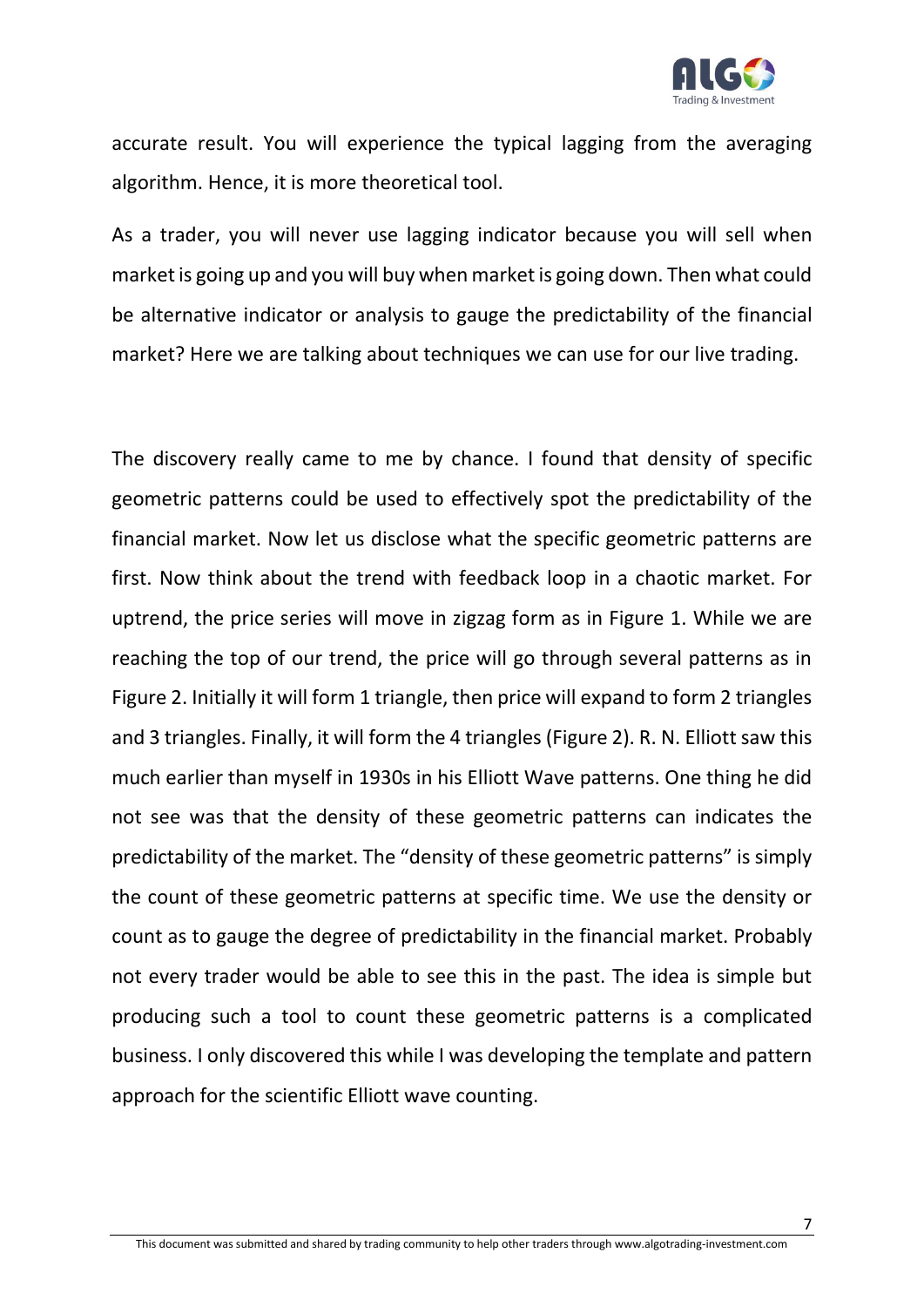accurate result. You will experience the typical lagging from the averaging algorithm. Hence, it is more theoretical tool.

As a trader, you will never use lagging indicator because you will sell when market is going up and you will buy when market is going down. Then what could be alternative indicator or analysis to gauge the predictability of the financial market? Here we are talking about techniques we can use for our live trading.

The discovery really came to me by chance. I found that density of specific geometric patterns could be used to effectively spot the predictability of the financial market. Now let us disclose what the specific geometric patterns are first. Now think about the trend with feedback loop in a chaotic market. For uptrend, the price series will move in zigzag form as in Figure 1. While we are reaching the top of our trend, the price will go through several patterns as in Figure 2. Initially it will form 1 triangle, then price will expand to form 2 triangles and 3 triangles. Finally, it will form the 4 triangles (Figure 2). R. N. Elliott saw this much earlier than myself in 1930s in his Elliott Wave patterns. One thing he did not see was that the density of these geometric patterns can indicates the predictability of the market. The "density of these geometric patterns" is simply the count of these geometric patterns at specific time. We use the density or count as to gauge the degree of predictability in the financial market. Probably not every trader would be able to see this in the past. The idea is simple but producing such a tool to count these geometric patterns is a complicated business. I only discovered this while I was developing the template and pattern approach for the scientific Elliott wave counting.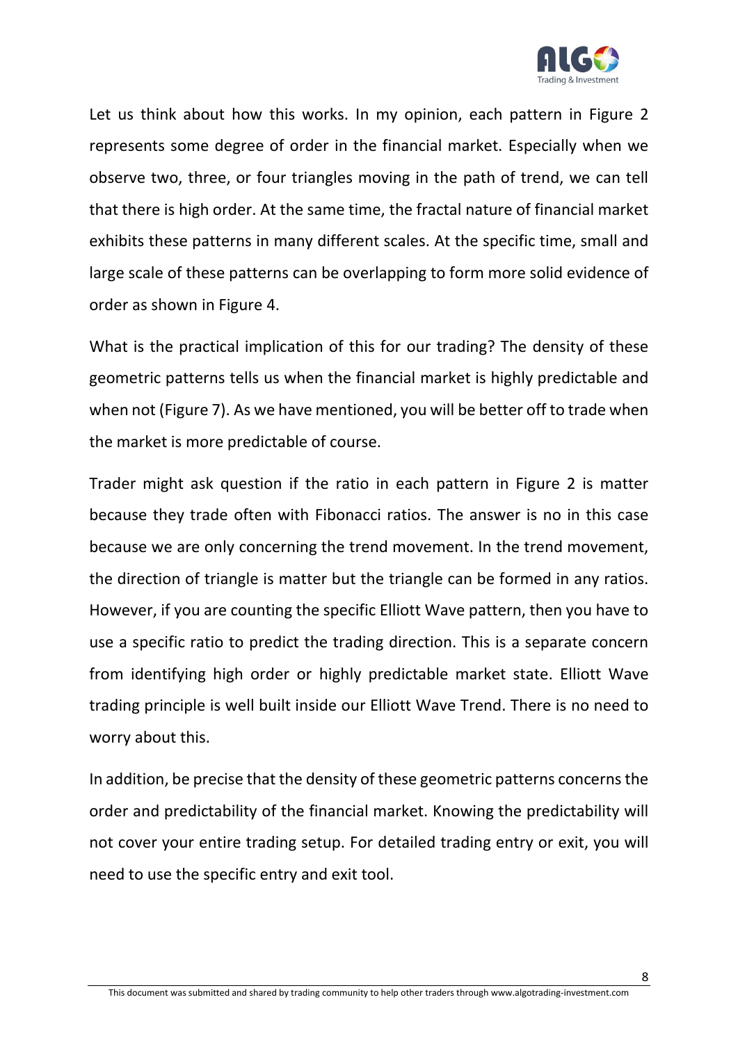Let us think about how this works. In my opinion, each pattern in Figure 2 represents some degree of order in the financial market. Especially when we observe two, three, or four triangles moving in the path of trend, we can tell that there is high order. At the same time, the fractal nature of financial market exhibits these patterns in many different scales. At the specific time, small and large scale of these patterns can be overlapping to form more solid evidence of order as shown in Figure 4.

What is the practical implication of this for our trading? The density of these geometric patterns tells us when the financial market is highly predictable and when not (Figure 7). As we have mentioned, you will be better off to trade when the market is more predictable of course.

Trader might ask question if the ratio in each pattern in Figure 2 is matter because they trade often with Fibonacci ratios. The answer is no in this case because we are only concerning the trend movement. In the trend movement, the direction of triangle is matter but the triangle can be formed in any ratios. However, if you are counting the specific Elliott Wave pattern, then you have to use a specific ratio to predict the trading direction. This is a separate concern from identifying high order or highly predictable market state. Elliott Wave trading principle is well built inside our Elliott Wave Trend. There is no need to worry about this.

In addition, be precise that the density of these geometric patterns concerns the order and predictability of the financial market. Knowing the predictability will not cover your entire trading setup. For detailed trading entry or exit, you will need to use the specific entry and exit tool.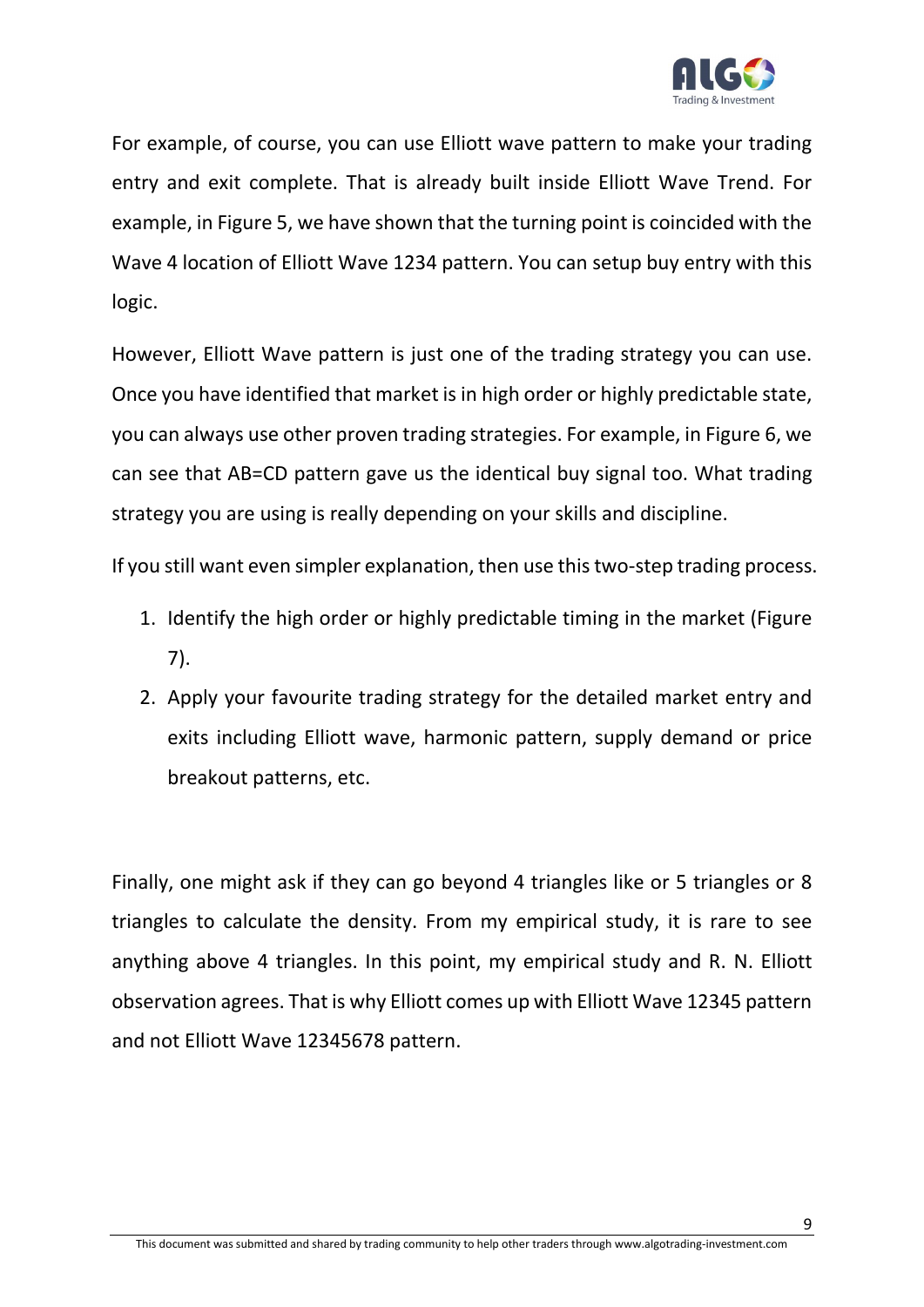For example, of course, you can use Elliott wave pattern to make your trading entry and exit complete. That is already built inside Elliott Wave Trend. For example, in Figure 5, we have shown that the turning point is coincided with the Wave 4 location of Elliott Wave 1234 pattern. You can setup buy entry with this logic.

However, Elliott Wave pattern is just one of the trading strategy you can use. Once you have identified that market is in high order or highly predictable state, you can always use other proven trading strategies. For example, in Figure 6, we can see that AB=CD pattern gave us the identical buy signal too. What trading strategy you are using is really depending on your skills and discipline.

If you still want even simpler explanation, then use this two-step trading process.

1. Identify the high order or highly predictable timing in the market (Figure 7).
2. Apply your favourite trading strategy for the detailed market entry and exits including Elliott wave, harmonic pattern, supply demand or price breakout patterns, etc.

Finally, one might ask if they can go beyond 4 triangles like or 5 triangles or 8 triangles to calculate the density. From my empirical study, it is rare to see anything above 4 triangles. In this point, my empirical study and R. N. Elliott observation agrees. That is why Elliott comes up with Elliott Wave 12345 pattern and not Elliott Wave 12345678 pattern.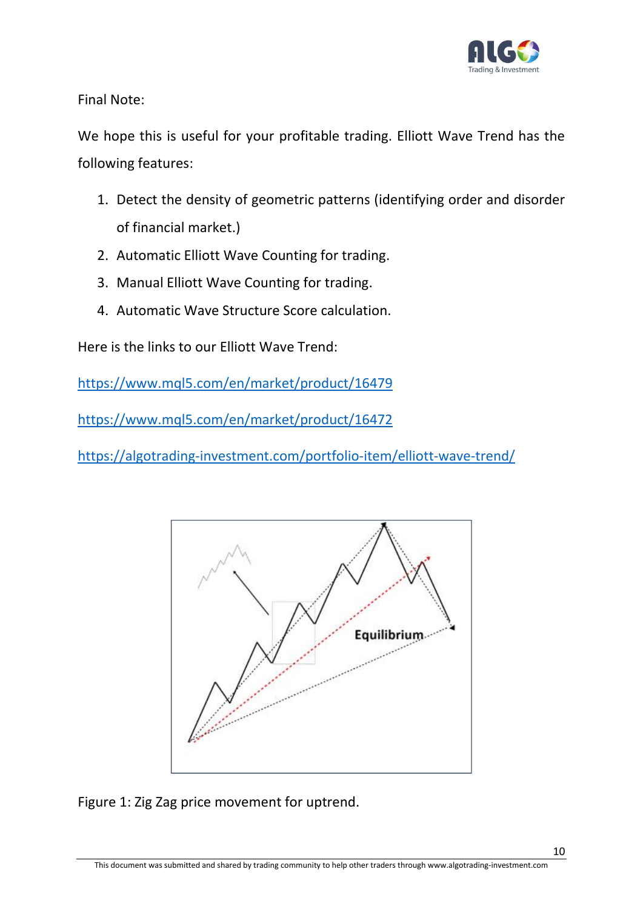Final Note:

We hope this is useful for your profitable trading. Elliott Wave Trend has the following features:

1. Detect the density of geometric patterns (identifying order and disorder of financial market.)
2. Automatic Elliott Wave Counting for trading.
3. Manual Elliott Wave Counting for trading.
4. Automatic Wave Structure Score calculation.

Here is the links to our Elliott Wave Trend:

https://www.mql5.com/en/market/product/16479

https://www.mql5.com/en/market/product/16472

https://algotrading-investment.com/portfolio-item/elliott-wave-trend/

Figure 1: Zig Zag price movement for uptrend.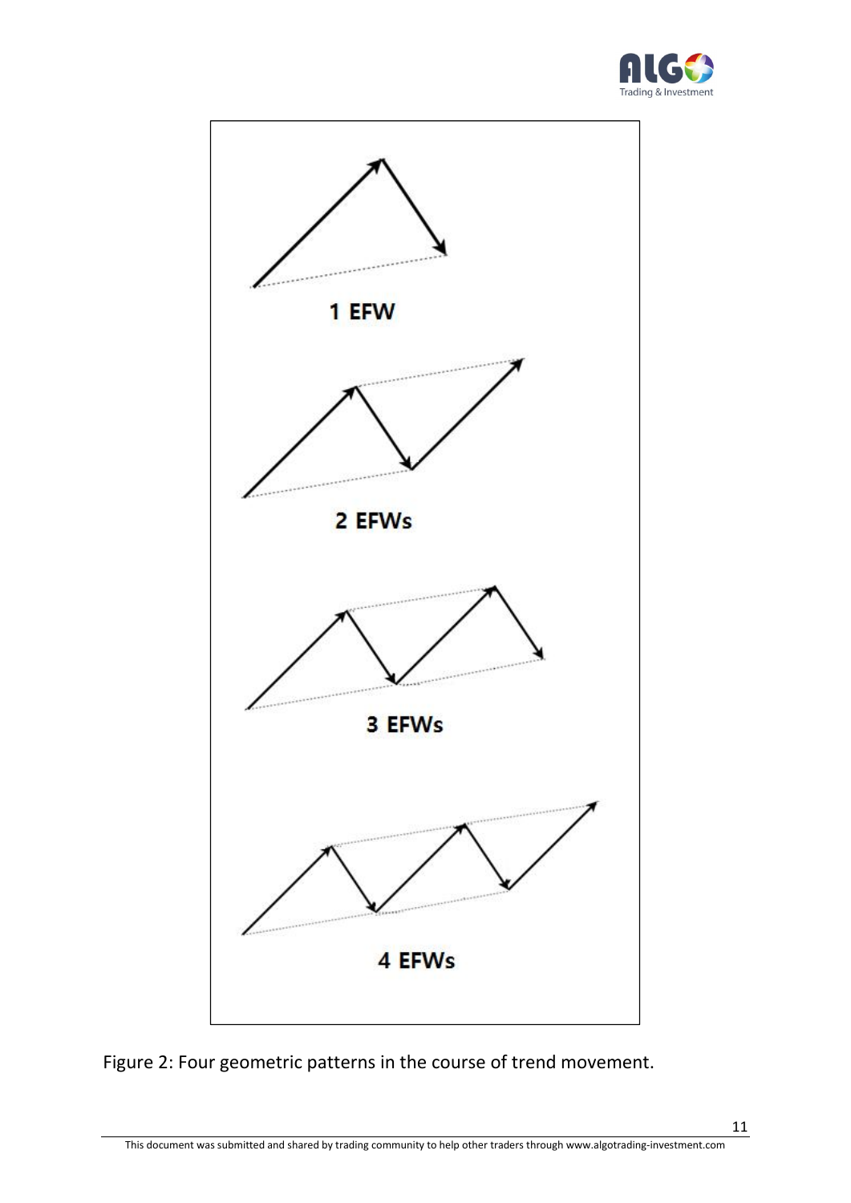1 EFW

2 EFWs

3 EFWs

4 EFWs

Figure 2: Four geometric patterns in the course of trend movement.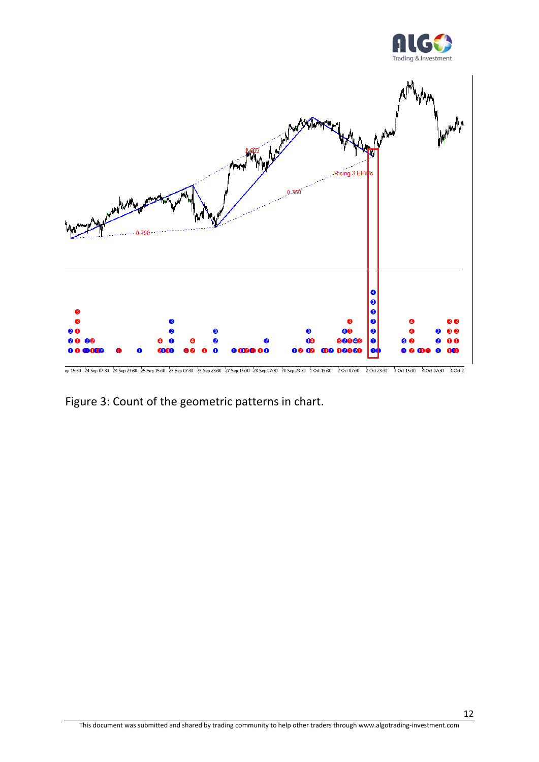Figure 3: Count of the geometric patterns in chart.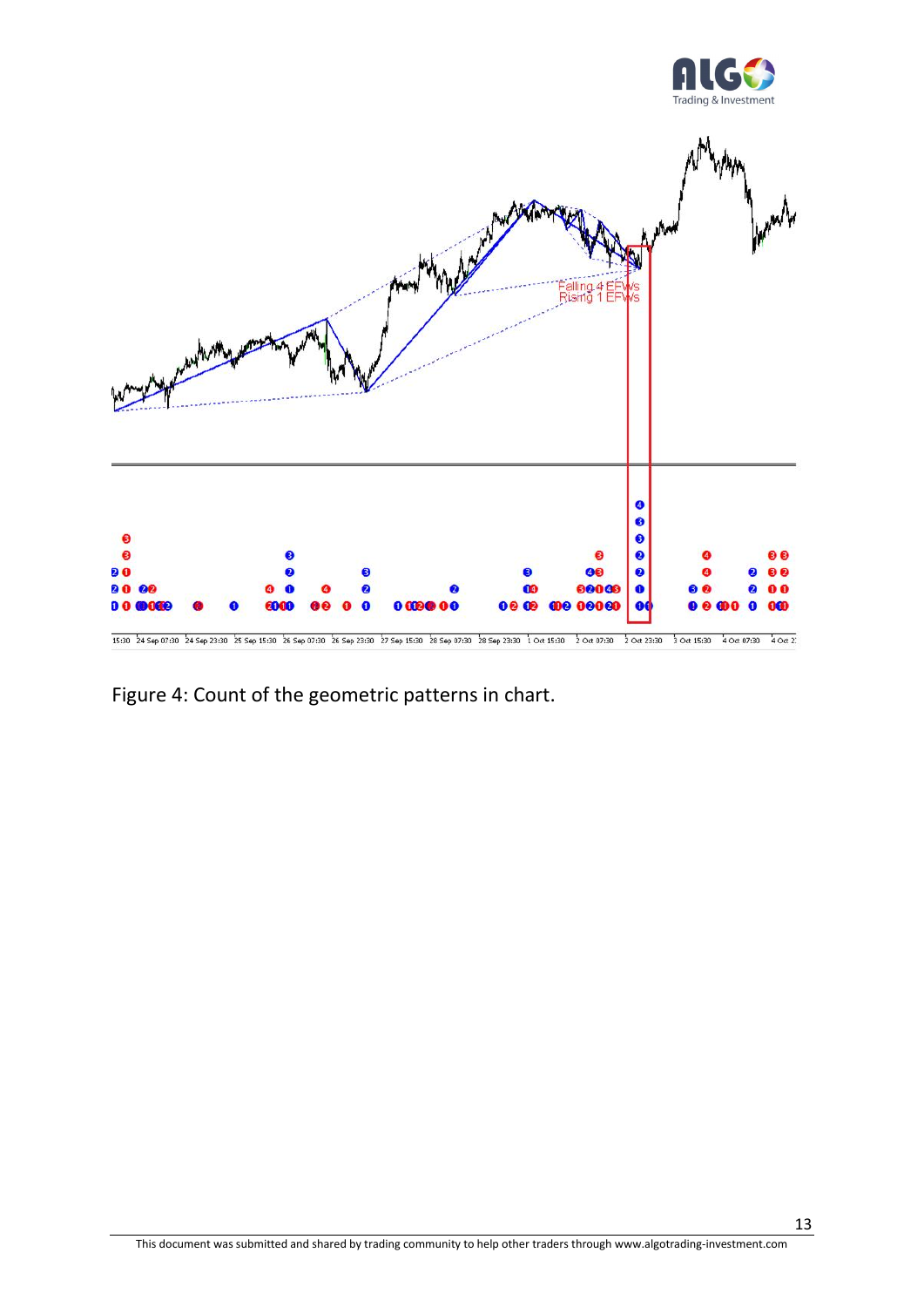Figure 4: Count of the geometric patterns in chart.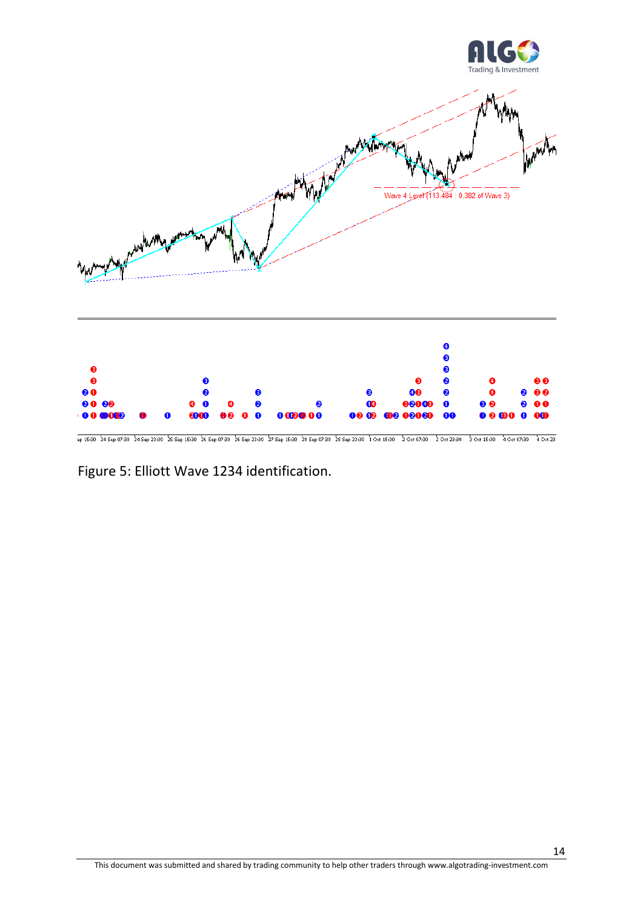Figure 5: Elliott Wave 1234 identification.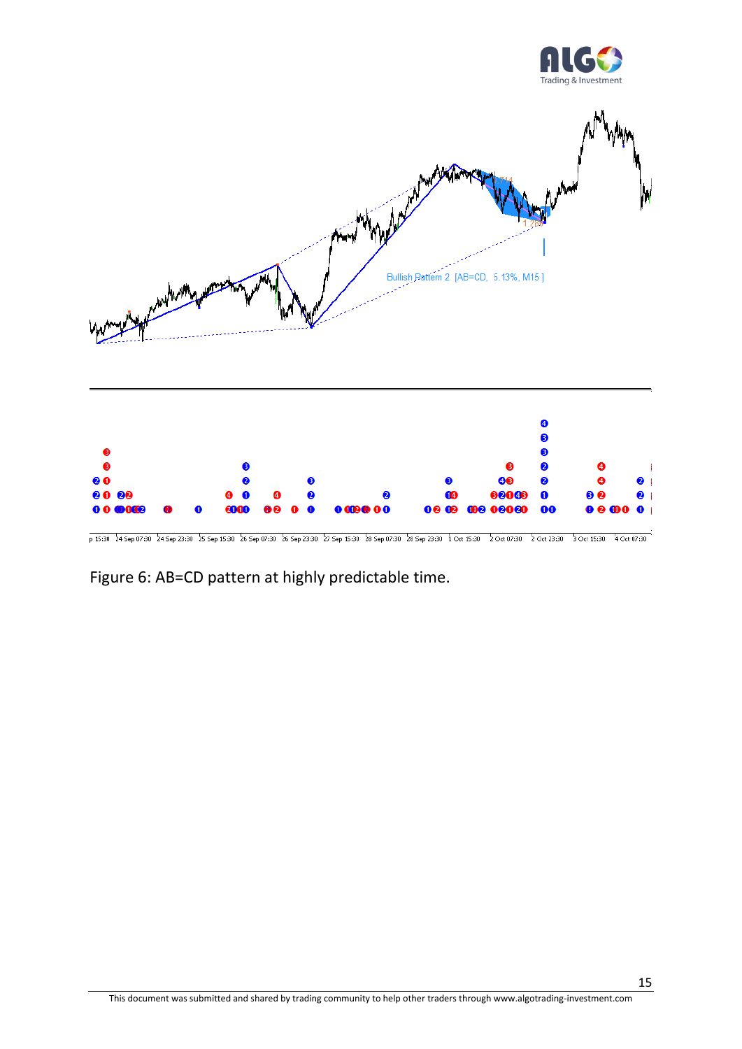Figure 6: AB=CD pattern at highly predictable time.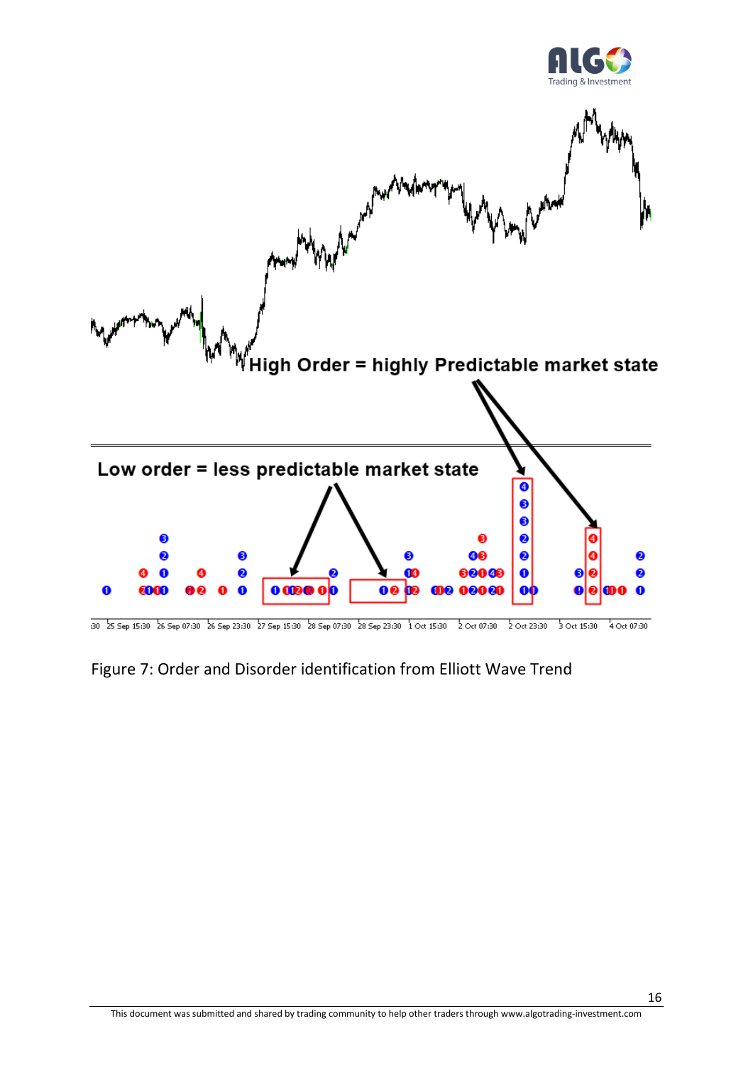High Order = highly Predictable market state

Low order = less predictable market state

:30 25 Sep 15:30 26 Sep 07:30 26 Sep 23:30 27 Sep 15:30 28 Sep 07:30 28 Sep 23:30 1 Oct 15:30 2 Oct 07:30 2 Oct 23:30 3 Oct 15:30 4 Oct 07:30

Figure 7: Order and Disorder identification from Elliott Wave Trend

This document was submitted and shared by trading community to help other traders through www.algotrading-investment.com